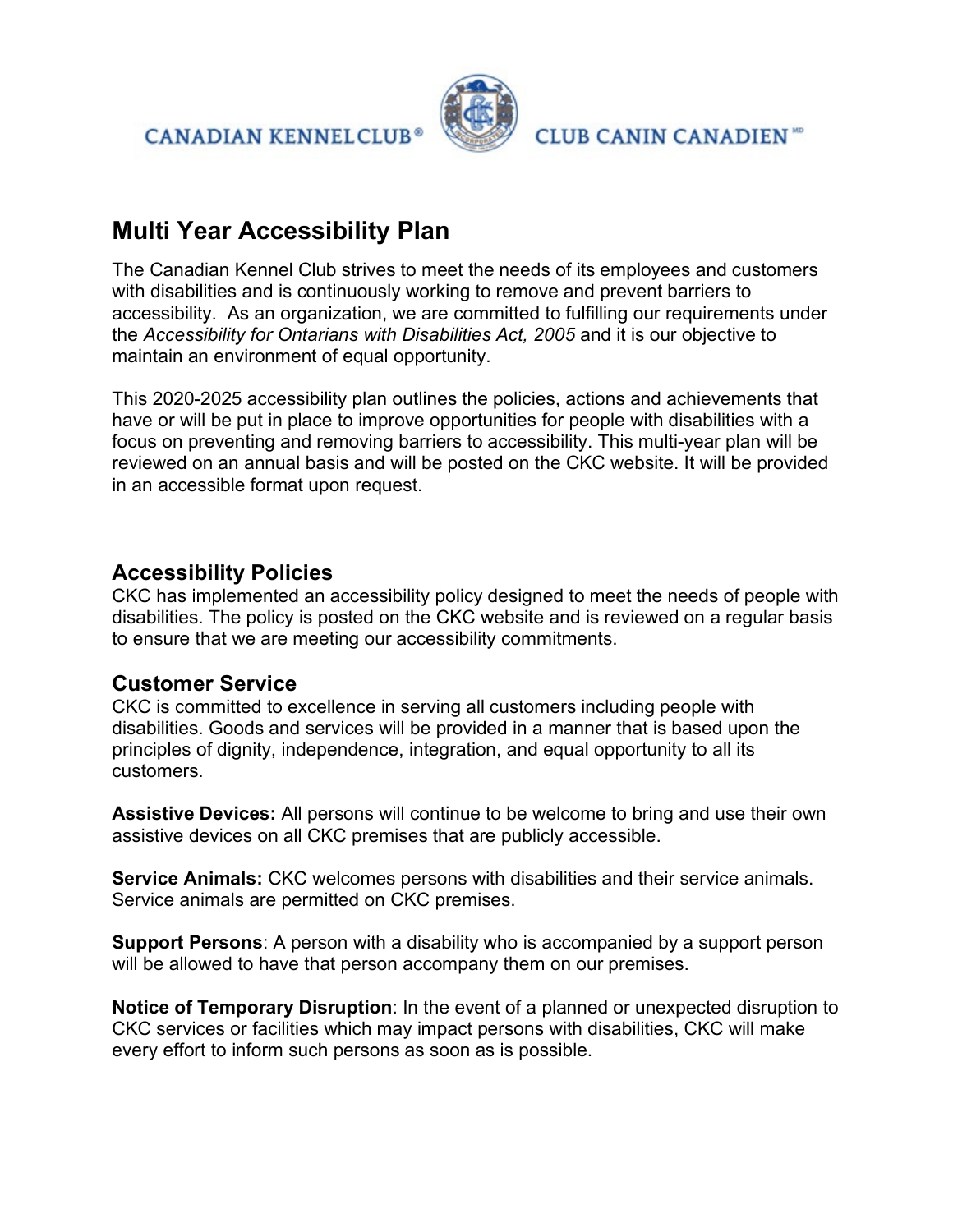CANADIAN KENNEL CLUB® CLUB CANIN CANADIEN MD

# Multi Year Accessibility Plan

The Canadian Kennel Club strives to meet the needs of its employees and customers with disabilities and is continuously working to remove and prevent barriers to accessibility. As an organization, we are committed to fulfilling our requirements under the *Accessibility for Ontarians with Disabilities Act, 2005* and it is our objective to maintain an environment of equal opportunity.

This 2020-2025 accessibility plan outlines the policies, actions and achievements that have or will be put in place to improve opportunities for people with disabilities with a focus on preventing and removing barriers to accessibility. This multi-year plan will be reviewed on an annual basis and will be posted on the CKC website. It will be provided in an accessible format upon request.

## Accessibility Policies

CKC has implemented an accessibility policy designed to meet the needs of people with disabilities. The policy is posted on the CKC website and is reviewed on a regular basis to ensure that we are meeting our accessibility commitments.

## Customer Service

CKC is committed to excellence in serving all customers including people with disabilities. Goods and services will be provided in a manner that is based upon the principles of dignity, independence, integration, and equal opportunity to all its customers.

**Assistive Devices:** All persons will continue to be welcome to bring and use their own assistive devices on all CKC premises that are publicly accessible.

**Service Animals:** CKC welcomes persons with disabilities and their service animals. Service animals are permitted on CKC premises.

**Support Persons**: A person with a disability who is accompanied by a support person will be allowed to have that person accompany them on our premises.

**Notice of Temporary Disruption**: In the event of a planned or unexpected disruption to CKC services or facilities which may impact persons with disabilities, CKC will make every effort to inform such persons as soon as is possible.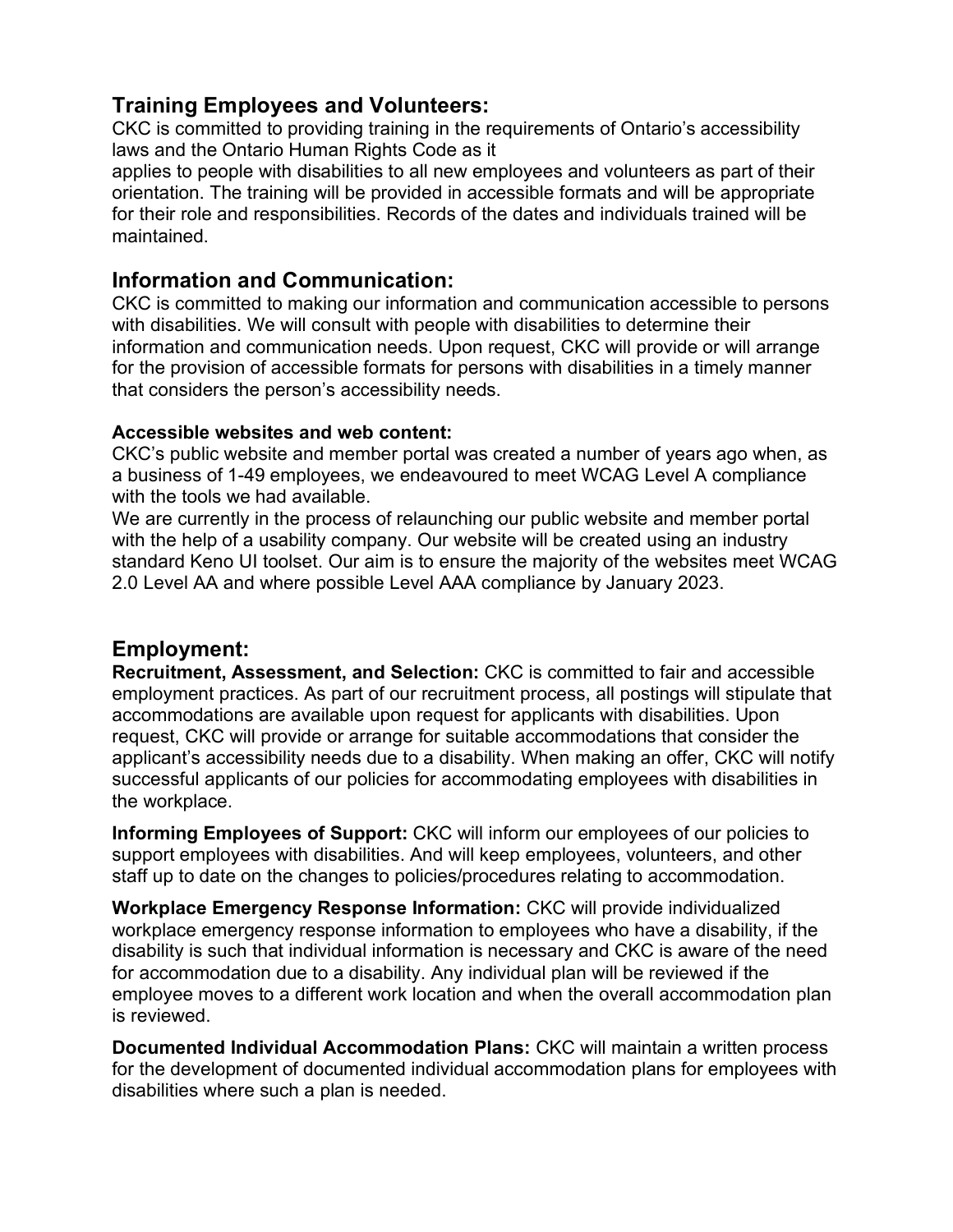## Training Employees and Volunteers:

CKC is committed to providing training in the requirements of Ontario's accessibility laws and the Ontario Human Rights Code as it applies to people with disabilities to all new employees and volunteers as part of their orientation. The training will be provided in accessible formats and will be appropriate for their role and responsibilities. Records of the dates and individuals trained will be maintained.

## Information and Communication:

CKC is committed to making our information and communication accessible to persons with disabilities. We will consult with people with disabilities to determine their information and communication needs. Upon request, CKC will provide or will arrange for the provision of accessible formats for persons with disabilities in a timely manner that considers the person's accessibility needs.

### Accessible websites and web content:

CKC's public website and member portal was created a number of years ago when, as a business of 1-49 employees, we endeavoured to meet WCAG Level A compliance with the tools we had available.

We are currently in the process of relaunching our public website and member portal with the help of a usability company. Our website will be created using an industry standard Keno UI toolset. Our aim is to ensure the majority of the websites meet WCAG 2.0 Level AA and where possible Level AAA compliance by January 2023.

## Employment:

**Recruitment, Assessment, and Selection:** CKC is committed to fair and accessible employment practices. As part of our recruitment process, all postings will stipulate that accommodations are available upon request for applicants with disabilities. Upon request, CKC will provide or arrange for suitable accommodations that consider the applicant's accessibility needs due to a disability. When making an offer, CKC will notify successful applicants of our policies for accommodating employees with disabilities in the workplace.

**Informing Employees of Support:** CKC will inform our employees of our policies to support employees with disabilities. And will keep employees, volunteers, and other staff up to date on the changes to policies/procedures relating to accommodation.

**Workplace Emergency Response Information:** CKC will provide individualized workplace emergency response information to employees who have a disability, if the disability is such that individual information is necessary and CKC is aware of the need for accommodation due to a disability. Any individual plan will be reviewed if the employee moves to a different work location and when the overall accommodation plan is reviewed.

**Documented Individual Accommodation Plans:** CKC will maintain a written process for the development of documented individual accommodation plans for employees with disabilities where such a plan is needed.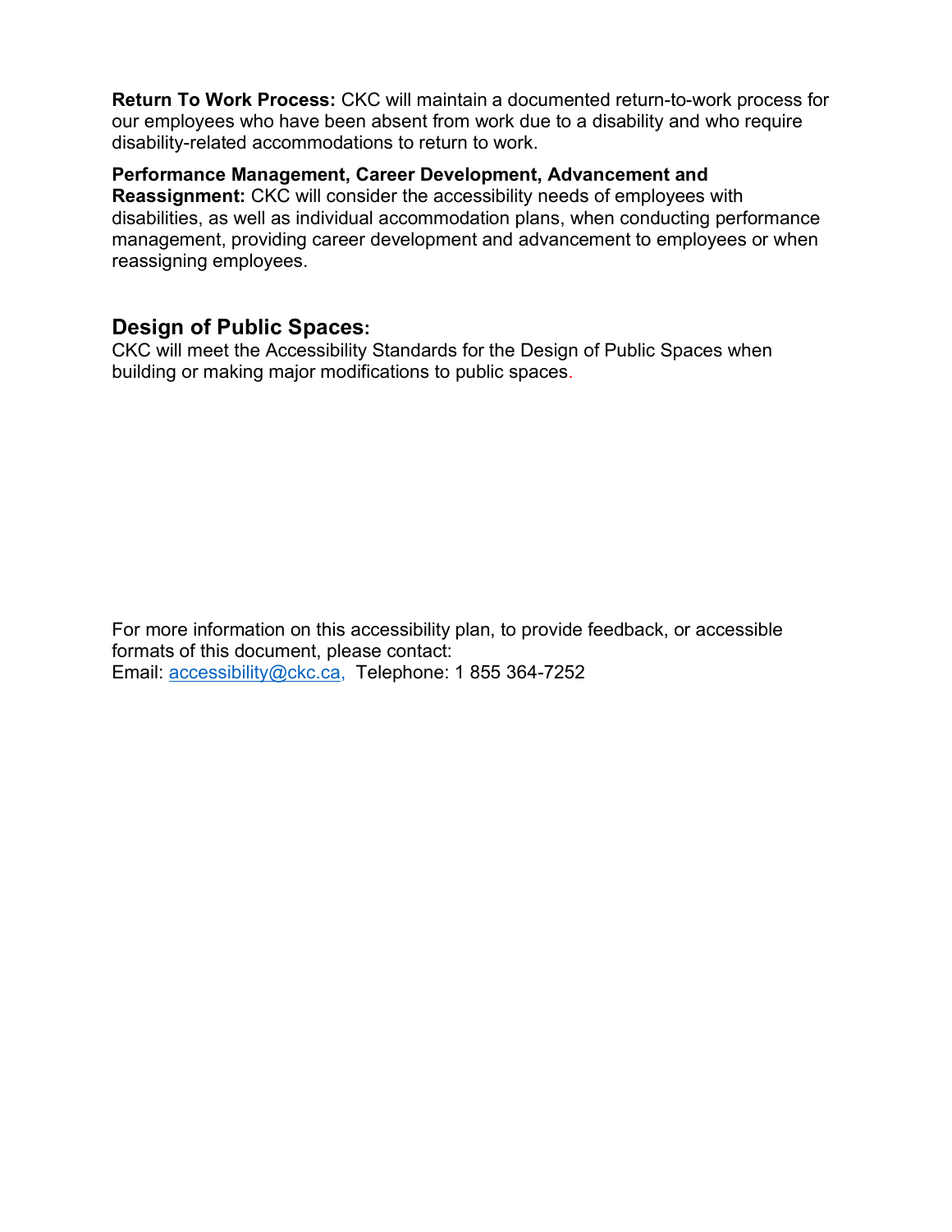**Return To Work Process:** CKC will maintain a documented return-to-work process for our employees who have been absent from work due to a disability and who require disability-related accommodations to return to work.

**Performance Management, Career Development, Advancement and Reassignment:** CKC will consider the accessibility needs of employees with disabilities, as well as individual accommodation plans, when conducting performance management, providing career development and advancement to employees or when reassigning employees.

## Design of Public Spaces:

CKC will meet the Accessibility Standards for the Design of Public Spaces when building or making major modifications to public spaces.

For more information on this accessibility plan, to provide feedback, or accessible formats of this document, please contact:
Email: accessibility@ckc.ca, Telephone: 1 855 364-7252